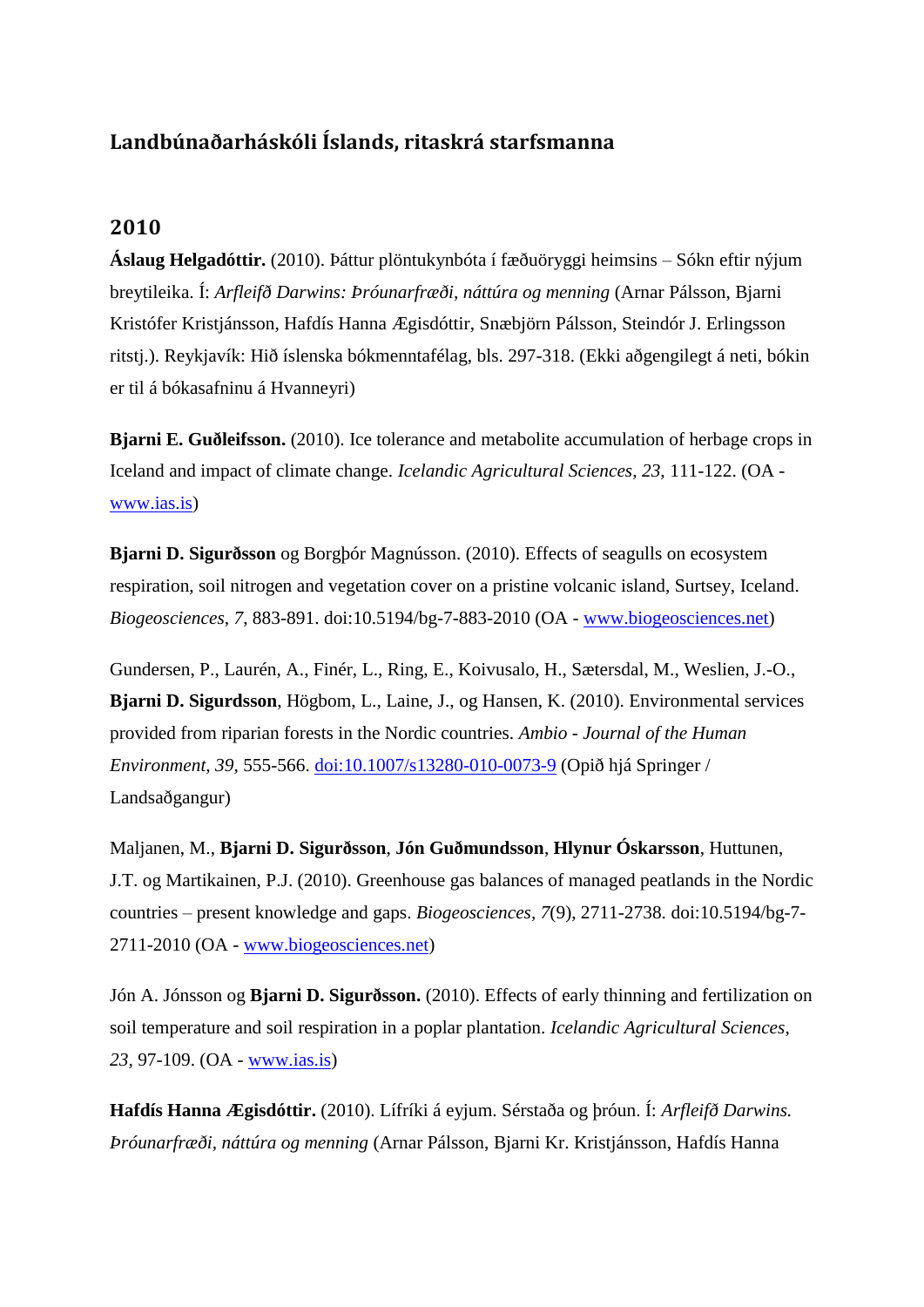## Landbúnaðarháskóli Íslands, ritaskrá starfsmanna

## 2010

**Áslaug Helgadóttir.** (2010). Þáttur plöntukynbóta í fæðuöryggi heimsins – Sókn eftir nýjum breytileika. Í: *Arfleifð Darwins: Þróunarfræði, náttúra og menning* (Arnar Pálsson, Bjarni Kristófer Kristjánsson, Hafdís Hanna Ægisdóttir, Snæbjörn Pálsson, Steindór J. Erlingsson ritstj.). Reykjavík: Hið íslenska bókmenntafélag, bls. 297-318. (Ekki aðgengilegt á neti, bókin er til á bókasafninu á Hvanneyri)

**Bjarni E. Guðleifsson.** (2010). Ice tolerance and metabolite accumulation of herbage crops in Iceland and impact of climate change. *Icelandic Agricultural Sciences, 23*, 111-122. (OA - www.ias.is)

**Bjarni D. Sigurðsson** og Borgþór Magnússon. (2010). Effects of seagulls on ecosystem respiration, soil nitrogen and vegetation cover on a pristine volcanic island, Surtsey, Iceland. *Biogeosciences, 7*, 883-891. doi:10.5194/bg-7-883-2010 (OA - www.biogeosciences.net)

Gundersen, P., Laurén, A., Finér, L., Ring, E., Koivusalo, H., Sætersdal, M., Weslien, J.-O., **Bjarni D. Sigurdsson**, Högbom, L., Laine, J., og Hansen, K. (2010). Environmental services provided from riparian forests in the Nordic countries. *Ambio - Journal of the Human Environment, 39*, 555-566. doi:10.1007/s13280-010-0073-9 (Opið hjá Springer / Landsaðgangur)

Maljanen, M., **Bjarni D. Sigurðsson**, **Jón Guðmundsson**, **Hlynur Óskarsson**, Huttunen, J.T. og Martikainen, P.J. (2010). Greenhouse gas balances of managed peatlands in the Nordic countries – present knowledge and gaps. *Biogeosciences, 7*(9), 2711-2738. doi:10.5194/bg-7-2711-2010 (OA - www.biogeosciences.net)

Jón A. Jónsson og **Bjarni D. Sigurðsson.** (2010). Effects of early thinning and fertilization on soil temperature and soil respiration in a poplar plantation. *Icelandic Agricultural Sciences, 23*, 97-109. (OA - www.ias.is)

**Hafdís Hanna Ægisdóttir.** (2010). Lífríki á eyjum. Sérstaða og þróun. Í: *Arfleifð Darwins. Þróunarfræði, náttúra og menning* (Arnar Pálsson, Bjarni Kr. Kristjánsson, Hafdís Hanna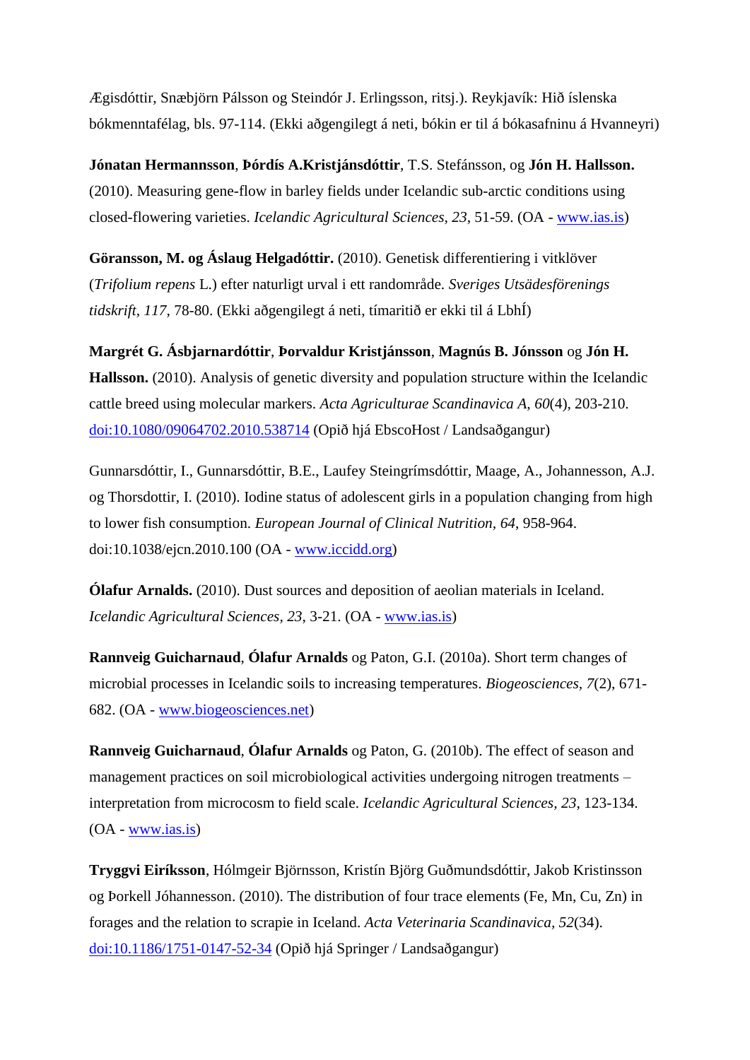Ægisdóttir, Snæbjörn Pálsson og Steindór J. Erlingsson, ritsj.). Reykjavík: Hið íslenska bókmenntafélag, bls. 97-114. (Ekki aðgengilegt á neti, bókin er til á bókasafninu á Hvanneyri)

**Jónatan Hermannsson**, **Þórdís A.Kristjánsdóttir**, T.S. Stefánsson, og **Jón H. Hallsson.** (2010). Measuring gene-flow in barley fields under Icelandic sub-arctic conditions using closed-flowering varieties. *Icelandic Agricultural Sciences*, *23*, 51-59. (OA - www.ias.is)

**Göransson, M. og Áslaug Helgadóttir.** (2010). Genetisk differentiering i vitklöver (*Trifolium repens* L.) efter naturligt urval i ett randområde. *Sveriges Utsädesförenings tidskrift*, *117*, 78-80. (Ekki aðgengilegt á neti, tímaritið er ekki til á LbhÍ)

**Margrét G. Ásbjarnardóttir**, **Þorvaldur Kristjánsson**, **Magnús B. Jónsson** og **Jón H. Hallsson.** (2010). Analysis of genetic diversity and population structure within the Icelandic cattle breed using molecular markers. *Acta Agriculturae Scandinavica A*, *60*(4), 203-210. doi:10.1080/09064702.2010.538714 (Opið hjá EbscoHost / Landsaðgangur)

Gunnarsdóttir, I., Gunnarsdóttir, B.E., Laufey Steingrímsdóttir, Maage, A., Johannesson, A.J. og Thorsdottir, I. (2010). Iodine status of adolescent girls in a population changing from high to lower fish consumption. *European Journal of Clinical Nutrition*, *64*, 958-964. doi:10.1038/ejcn.2010.100 (OA - www.iccidd.org)

**Ólafur Arnalds.** (2010). Dust sources and deposition of aeolian materials in Iceland. *Icelandic Agricultural Sciences*, *23*, 3-21. (OA - www.ias.is)

**Rannveig Guicharnaud**, **Ólafur Arnalds** og Paton, G.I. (2010a). Short term changes of microbial processes in Icelandic soils to increasing temperatures. *Biogeosciences*, *7*(2), 671-682. (OA - www.biogeosciences.net)

**Rannveig Guicharnaud**, **Ólafur Arnalds** og Paton, G. (2010b). The effect of season and management practices on soil microbiological activities undergoing nitrogen treatments – interpretation from microcosm to field scale. *Icelandic Agricultural Sciences*, *23*, 123-134. (OA - www.ias.is)

**Tryggvi Eiríksson**, Hólmgeir Björnsson, Kristín Björg Guðmundsdóttir, Jakob Kristinsson og Þorkell Jóhannesson. (2010). The distribution of four trace elements (Fe, Mn, Cu, Zn) in forages and the relation to scrapie in Iceland. *Acta Veterinaria Scandinavica*, *52*(34). doi:10.1186/1751-0147-52-34 (Opið hjá Springer / Landsaðgangur)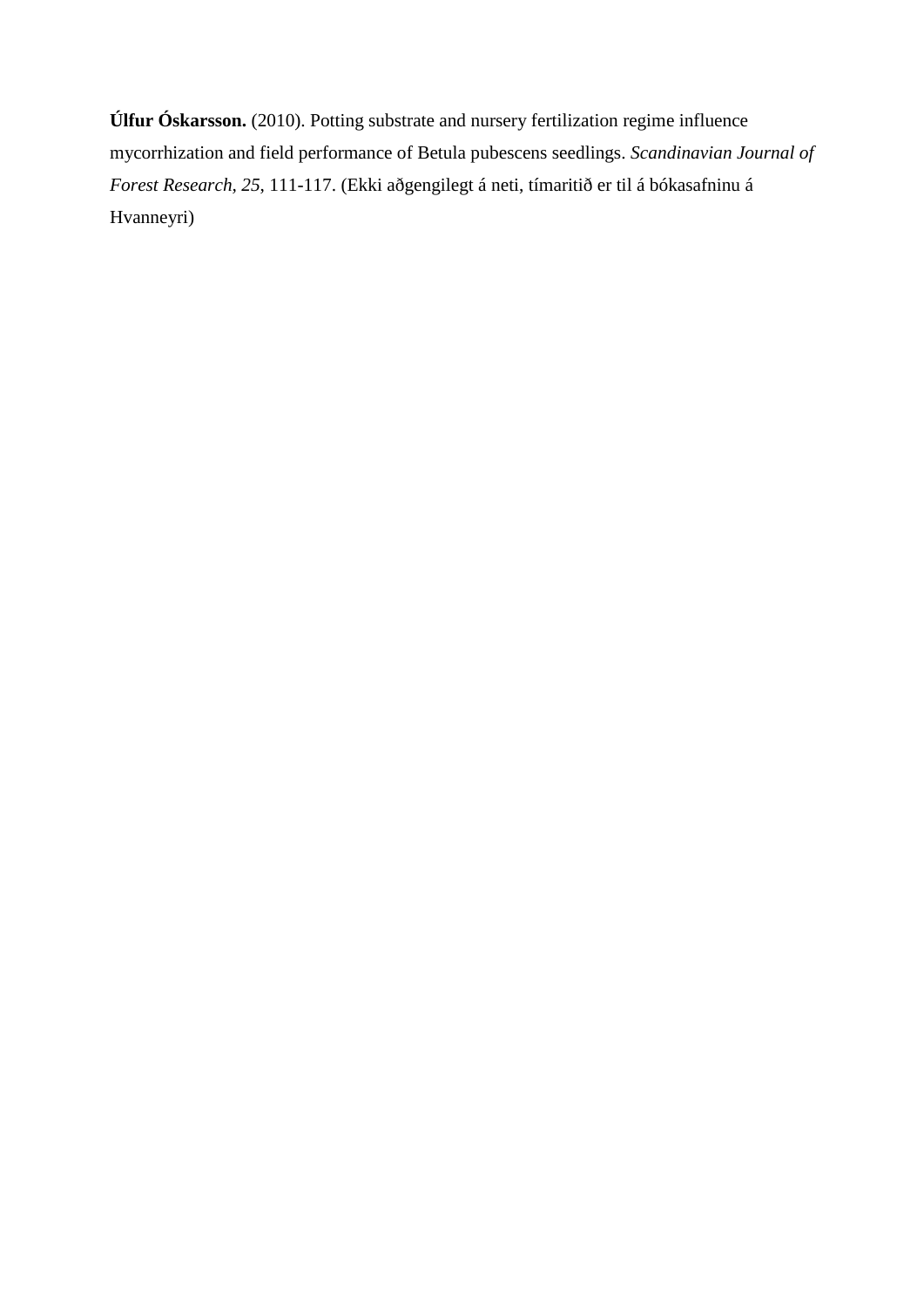**Úlfur Óskarsson.** (2010). Potting substrate and nursery fertilization regime influence mycorrhization and field performance of Betula pubescens seedlings. *Scandinavian Journal of Forest Research, 25*, 111-117. (Ekki aðgengilegt á neti, tímaritið er til á bókasafninu á Hvanneyri)